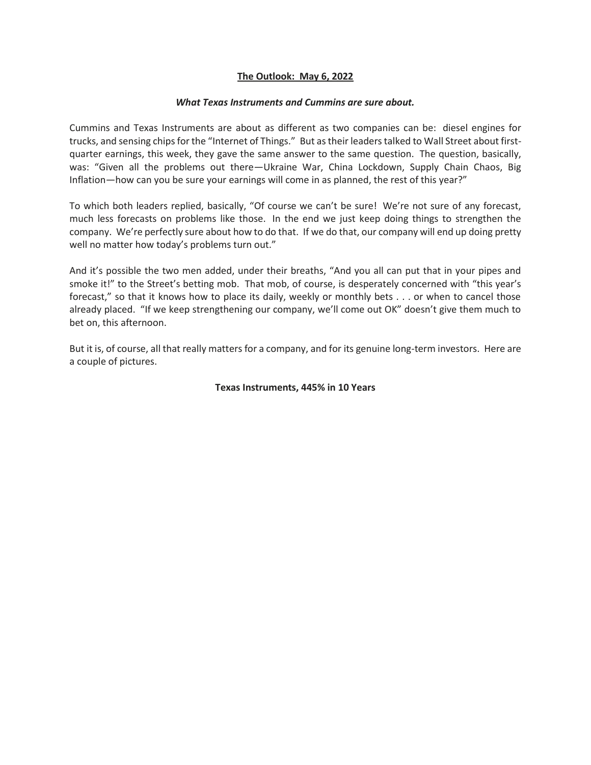**The Outlook: May 6, 2022**

***What Texas Instruments and Cummins are sure about.***

Cummins and Texas Instruments are about as different as two companies can be: diesel engines for trucks, and sensing chips for the "Internet of Things." But as their leaders talked to Wall Street about first-quarter earnings, this week, they gave the same answer to the same question. The question, basically, was: "Given all the problems out there—Ukraine War, China Lockdown, Supply Chain Chaos, Big Inflation—how can you be sure your earnings will come in as planned, the rest of this year?"

To which both leaders replied, basically, "Of course we can't be sure! We're not sure of any forecast, much less forecasts on problems like those. In the end we just keep doing things to strengthen the company. We're perfectly sure about how to do that. If we do that, our company will end up doing pretty well no matter how today's problems turn out."

And it's possible the two men added, under their breaths, "And you all can put that in your pipes and smoke it!" to the Street's betting mob. That mob, of course, is desperately concerned with "this year's forecast," so that it knows how to place its daily, weekly or monthly bets . . . or when to cancel those already placed. "If we keep strengthening our company, we'll come out OK" doesn't give them much to bet on, this afternoon.

But it is, of course, all that really matters for a company, and for its genuine long-term investors. Here are a couple of pictures.

**Texas Instruments, 445% in 10 Years**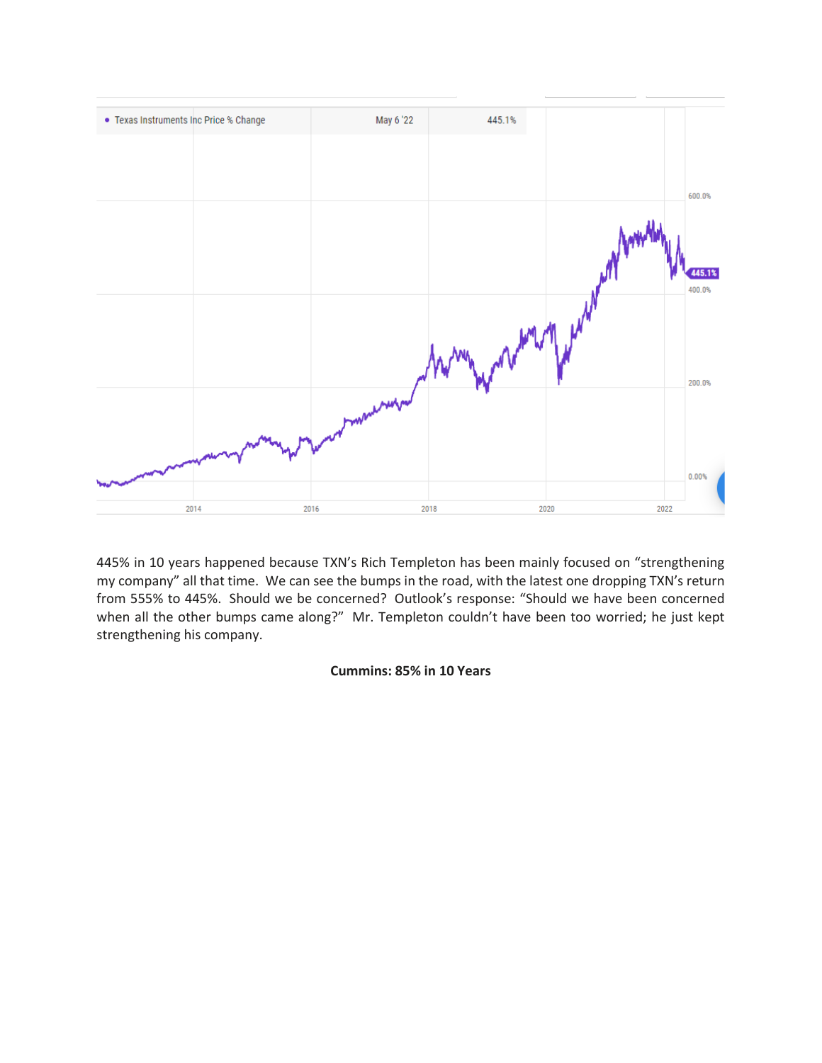445% in 10 years happened because TXN's Rich Templeton has been mainly focused on "strengthening my company" all that time. We can see the bumps in the road, with the latest one dropping TXN's return from 555% to 445%. Should we be concerned? Outlook's response: "Should we have been concerned when all the other bumps came along?" Mr. Templeton couldn't have been too worried; he just kept strengthening his company.

**Cummins: 85% in 10 Years**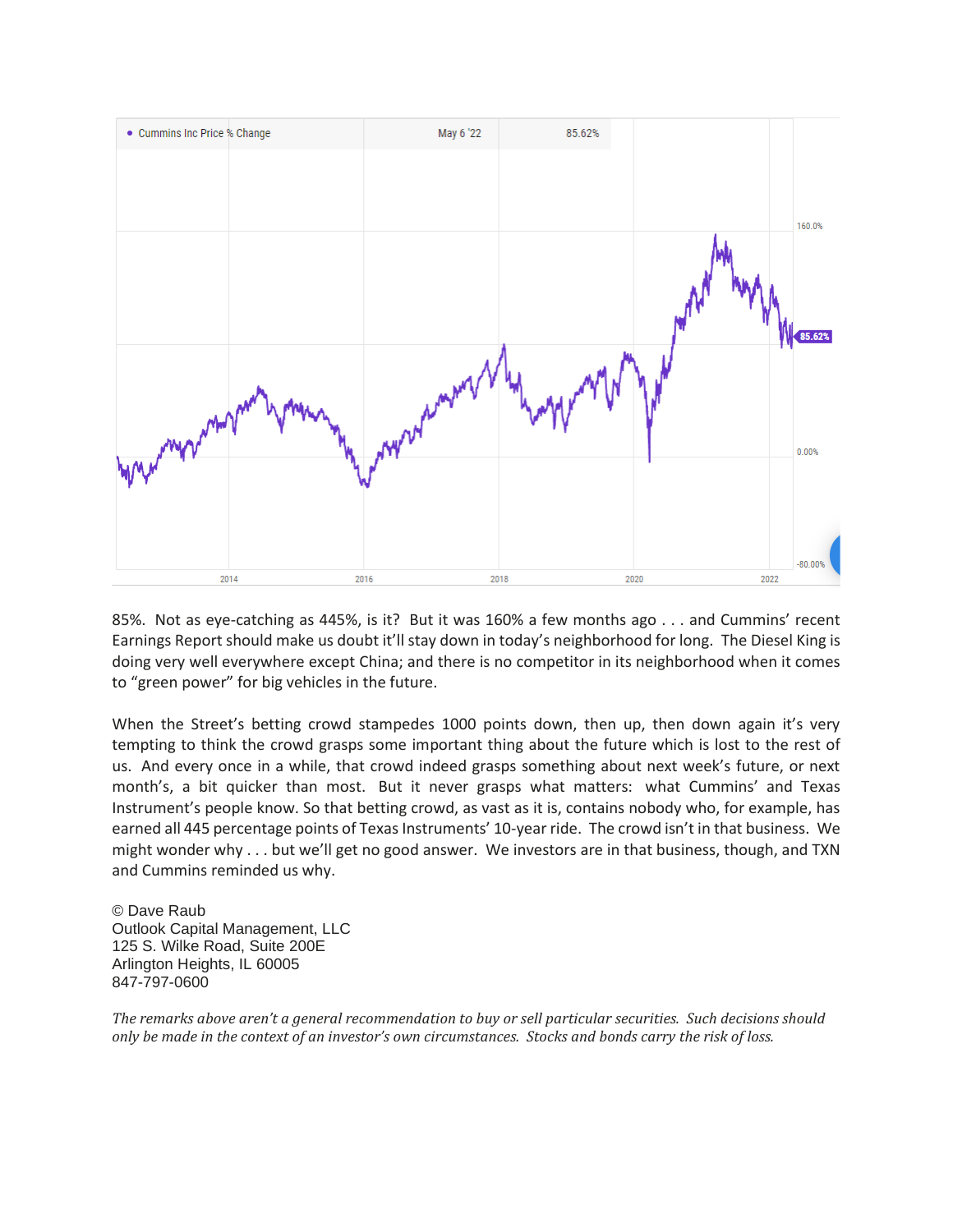Cummins Inc Price % Change
May 6 '22
85.62%

160.0%
85.62%
0.00%
-80.00%

2014
2016
2018
2020
2022

85%. Not as eye-catching as 445%, is it? But it was 160% a few months ago . . . and Cummins' recent Earnings Report should make us doubt it'll stay down in today's neighborhood for long. The Diesel King is doing very well everywhere except China; and there is no competitor in its neighborhood when it comes to "green power" for big vehicles in the future.

When the Street's betting crowd stampedes 1000 points down, then up, then down again it's very tempting to think the crowd grasps some important thing about the future which is lost to the rest of us. And every once in a while, that crowd indeed grasps something about next week's future, or next month's, a bit quicker than most. But it never grasps what matters: what Cummins' and Texas Instrument's people know. So that betting crowd, as vast as it is, contains nobody who, for example, has earned all 445 percentage points of Texas Instruments' 10-year ride. The crowd isn't in that business. We might wonder why . . . but we'll get no good answer. We investors are in that business, though, and TXN and Cummins reminded us why.

© Dave Raub
Outlook Capital Management, LLC
125 S. Wilke Road, Suite 200E
Arlington Heights, IL 60005
847-797-0600

*The remarks above aren't a general recommendation to buy or sell particular securities. Such decisions should only be made in the context of an investor's own circumstances. Stocks and bonds carry the risk of loss.*